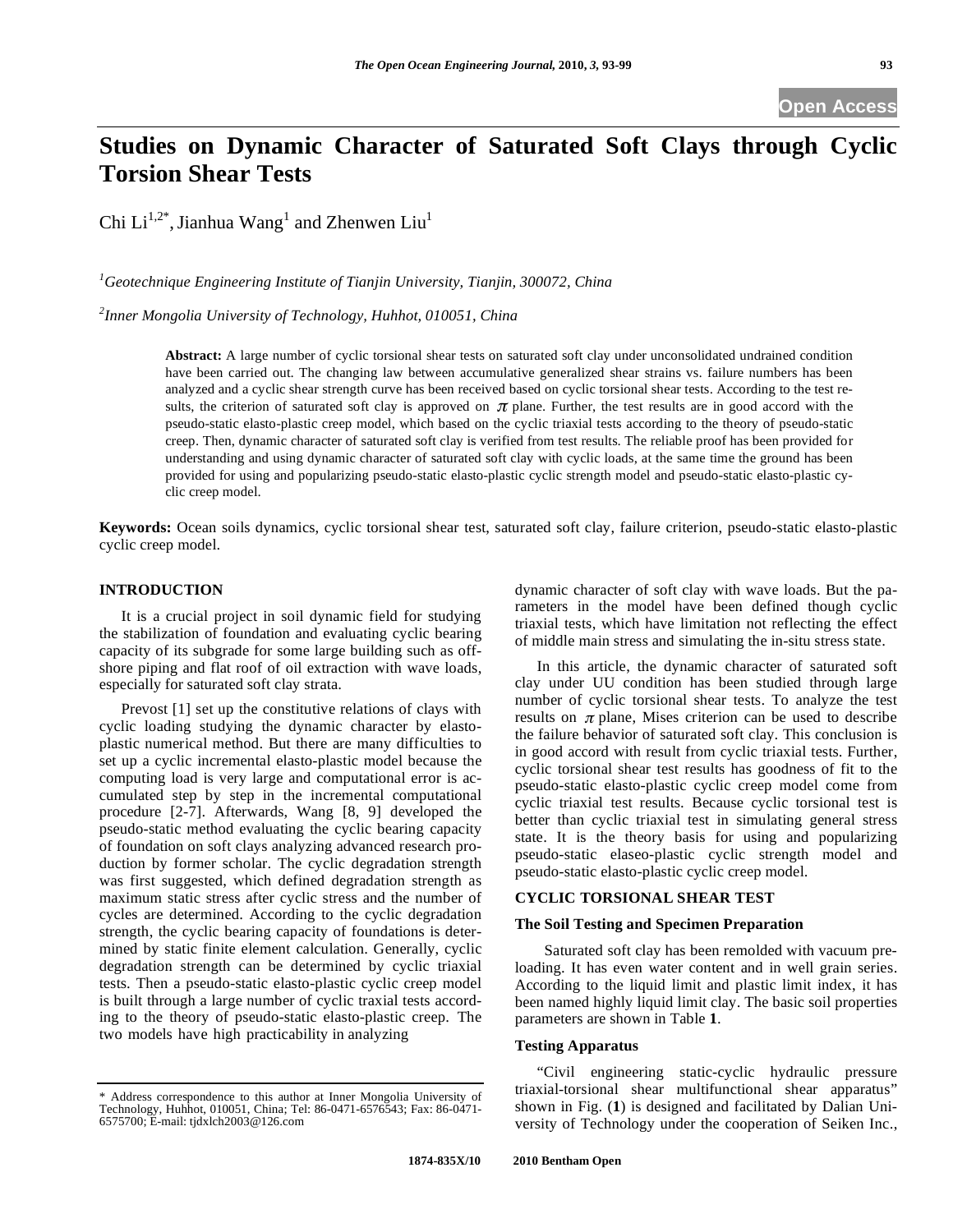# Studies on Dynamic Character of Saturated Soft Clays through Cyclic Torsion Shear Tests

Chi Li[1,2*], Jianhua Wang[1] and Zhenwen Liu[1]

[1]*Geotechnique Engineering Institute of Tianjin University, Tianjin, 300072, China*

[2]*Inner Mongolia University of Technology, Huhhot, 010051, China*

**Abstract:** A large number of cyclic torsional shear tests on saturated soft clay under unconsolidated undrained condition have been carried out. The changing law between accumulative generalized shear strains vs. failure numbers has been analyzed and a cyclic shear strength curve has been received based on cyclic torsional shear tests. According to the test results, the criterion of saturated soft clay is approved on $\pi$ plane. Further, the test results are in good accord with the pseudo-static elasto-plastic creep model, which based on the cyclic triaxial tests according to the theory of pseudo-static creep. Then, dynamic character of saturated soft clay is verified from test results. The reliable proof has been provided for understanding and using dynamic character of saturated soft clay with cyclic loads, at the same time the ground has been provided for using and popularizing pseudo-static elasto-plastic cyclic strength model and pseudo-static elasto-plastic cyclic creep model.

**Keywords:** Ocean soils dynamics, cyclic torsional shear test, saturated soft clay, failure criterion, pseudo-static elasto-plastic cyclic creep model.

## INTRODUCTION

It is a crucial project in soil dynamic field for studying the stabilization of foundation and evaluating cyclic bearing capacity of its subgrade for some large building such as offshore piping and flat roof of oil extraction with wave loads, especially for saturated soft clay strata.

Prevost [1] set up the constitutive relations of clays with cyclic loading studying the dynamic character by elasto-plastic numerical method. But there are many difficulties to set up a cyclic incremental elasto-plastic model because the computing load is very large and computational error is accumulated step by step in the incremental computational procedure [2-7]. Afterwards, Wang [8, 9] developed the pseudo-static method evaluating the cyclic bearing capacity of foundation on soft clays analyzing advanced research production by former scholar. The cyclic degradation strength was first suggested, which defined degradation strength as maximum static stress after cyclic stress and the number of cycles are determined. According to the cyclic degradation strength, the cyclic bearing capacity of foundations is determined by static finite element calculation. Generally, cyclic degradation strength can be determined by cyclic triaxial tests. Then a pseudo-static elasto-plastic cyclic creep model is built through a large number of cyclic traxial tests according to the theory of pseudo-static elasto-plastic creep. The two models have high practicability in analyzing dynamic character of soft clay with wave loads. But the parameters in the model have been defined though cyclic triaxial tests, which have limitation not reflecting the effect of middle main stress and simulating the in-situ stress state.

In this article, the dynamic character of saturated soft clay under UU condition has been studied through large number of cyclic torsional shear tests. To analyze the test results on $\pi$ plane, Mises criterion can be used to describe the failure behavior of saturated soft clay. This conclusion is in good accord with result from cyclic triaxial tests. Further, cyclic torsional shear test results has goodness of fit to the pseudo-static elasto-plastic cyclic creep model come from cyclic triaxial test results. Because cyclic torsional test is better than cyclic triaxial test in simulating general stress state. It is the theory basis for using and popularizing pseudo-static elaseo-plastic cyclic strength model and pseudo-static elasto-plastic cyclic creep model.

## CYCLIC TORSIONAL SHEAR TEST

### The Soil Testing and Specimen Preparation

Saturated soft clay has been remolded with vacuum preloading. It has even water content and in well grain series. According to the liquid limit and plastic limit index, it has been named highly liquid limit clay. The basic soil properties parameters are shown in Table **1**.

### Testing Apparatus

"Civil engineering static-cyclic hydraulic pressure triaxial-torsional shear multifunctional shear apparatus" shown in Fig. (**1**) is designed and facilitated by Dalian University of Technology under the cooperation of Seiken Inc.,

\* Address correspondence to this author at Inner Mongolia University of Technology, Huhhot, 010051, China; Tel: 86-0471-6576543; Fax: 86-0471-6575700; E-mail: tjdxlch2003@126.com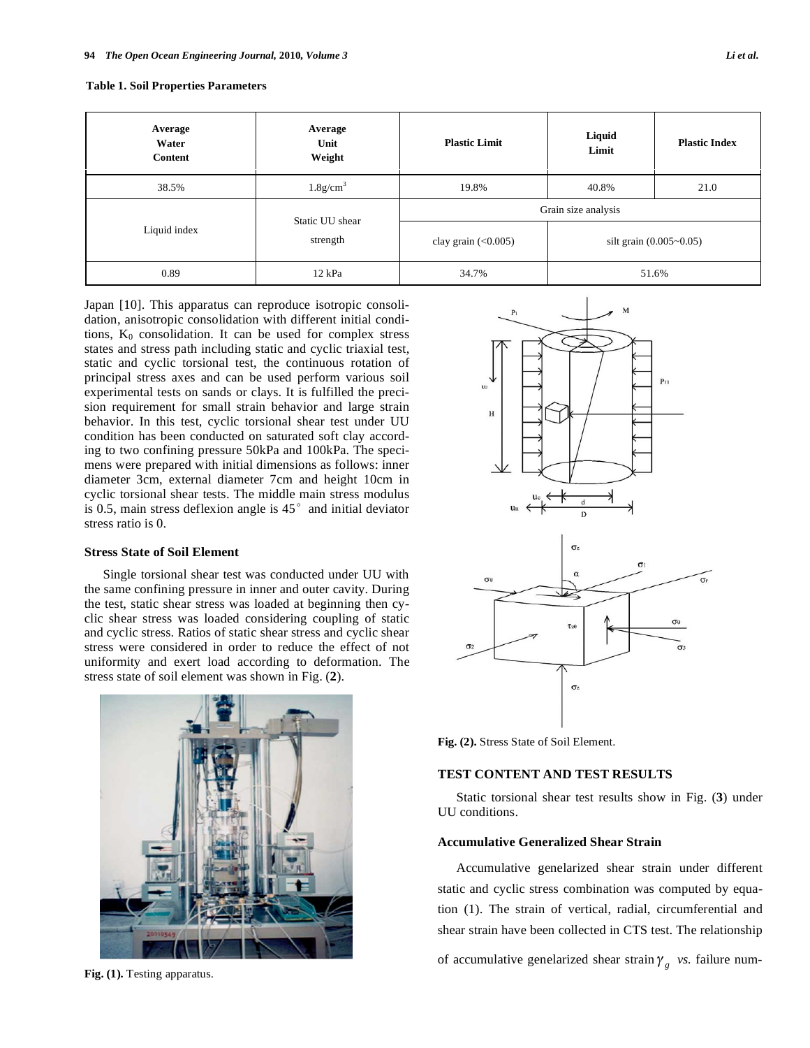**Table 1. Soil Properties Parameters**

| Average Water Content | Average Unit Weight | Plastic Limit | Liquid Limit | Plastic Index |
|---|---|---|---|---|
| 38.5% | 1.8g/cm$^3$ | 19.8% | 40.8% | 21.0 |
| Liquid index | Static UU shear strength | Grain size analysis | | |
| | | clay grain (<0.005) | silt grain (0.005~0.05) | |
| 0.89 | 12 kPa | 34.7% | 51.6% | |

Japan [10]. This apparatus can reproduce isotropic consolidation, anisotropic consolidation with different initial conditions, $K_0$ consolidation. It can be used for complex stress states and stress path including static and cyclic triaxial test, static and cyclic torsional test, the continuous rotation of principal stress axes and can be used perform various soil experimental tests on sands or clays. It is fulfilled the precision requirement for small strain behavior and large strain behavior. In this test, cyclic torsional shear test under UU condition has been conducted on saturated soft clay according to two confining pressure 50kPa and 100kPa. The specimens were prepared with initial dimensions as follows: inner diameter 3cm, external diameter 7cm and height 10cm in cyclic torsional shear tests. The middle main stress modulus is 0.5, main stress deflexion angle is 45° and initial deviator stress ratio is 0.

### Stress State of Soil Element

Single torsional shear test was conducted under UU with the same confining pressure in inner and outer cavity. During the test, static shear stress was loaded at beginning then cyclic shear stress was loaded considering coupling of static and cyclic stress. Ratios of static shear stress and cyclic shear stress were considered in order to reduce the effect of not uniformity and exert load according to deformation. The stress state of soil element was shown in Fig. (**2**).

**Fig. (1).** Testing apparatus.

**Fig. (2).** Stress State of Soil Element.

## TEST CONTENT AND TEST RESULTS

Static torsional shear test results show in Fig. (**3**) under UU conditions.

### Accumulative Generalized Shear Strain

Accumulative genelarized shear strain under different static and cyclic stress combination was computed by equation (1). The strain of vertical, radial, circumferential and shear strain have been collected in CTS test. The relationship of accumulative genelarized shear strain $\gamma_g$ *vs.* failure num-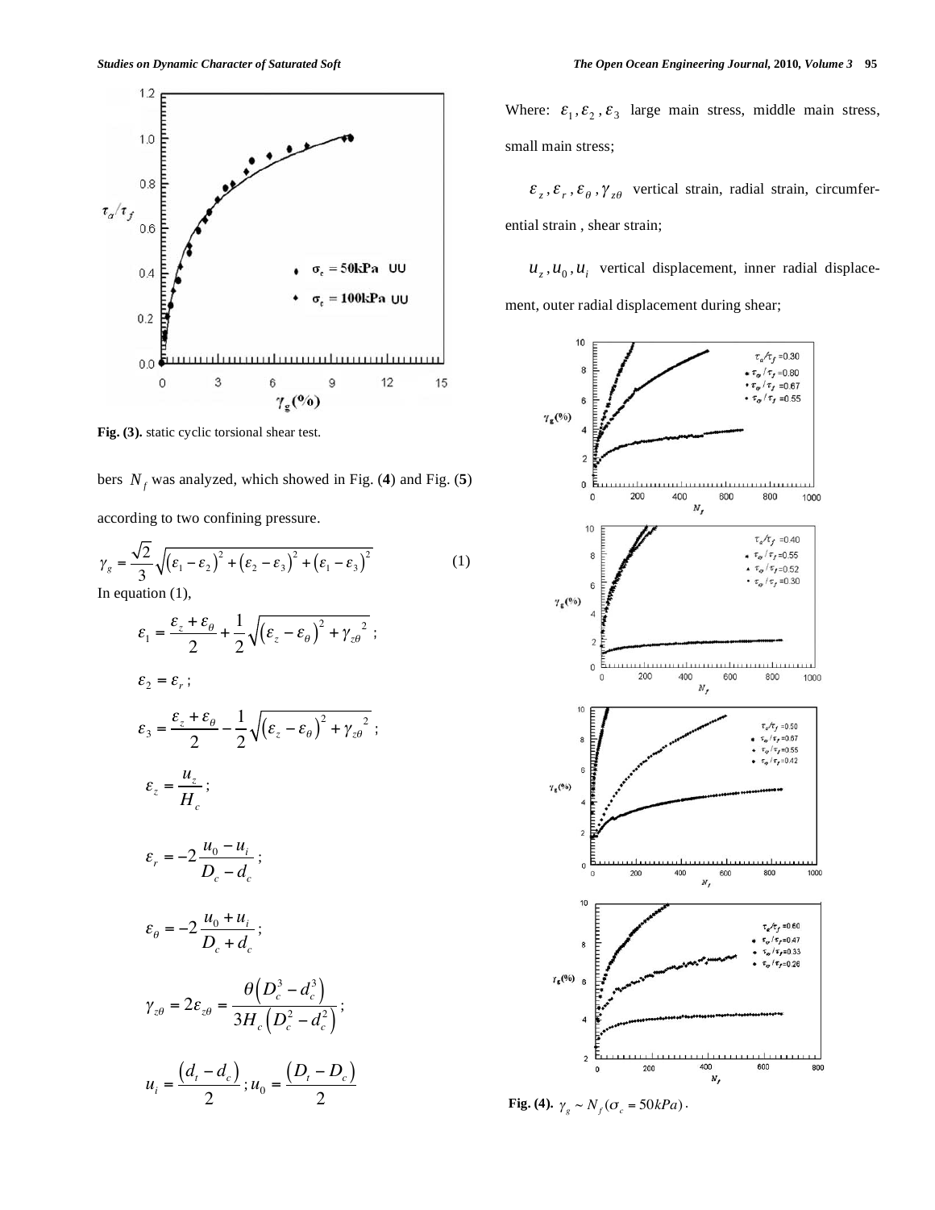Fig. (3). static cyclic torsional shear test.

bers $N_f$ was analyzed, which showed in Fig. (**4**) and Fig. (**5**) according to two confining pressure.

$$\gamma_g = \frac{\sqrt{2}}{3}\sqrt{(\varepsilon_1-\varepsilon_2)^2+(\varepsilon_2-\varepsilon_3)^2+(\varepsilon_1-\varepsilon_3)^2} \quad (1)$$

In equation (1),

$$\varepsilon_1 = \frac{\varepsilon_z+\varepsilon_\theta}{2}+\frac{1}{2}\sqrt{(\varepsilon_z-\varepsilon_\theta)^2+\gamma_{z\theta}^{\ 2}};$$

$$\varepsilon_2 = \varepsilon_r;$$

$$\varepsilon_3 = \frac{\varepsilon_z+\varepsilon_\theta}{2}-\frac{1}{2}\sqrt{(\varepsilon_z-\varepsilon_\theta)^2+\gamma_{z\theta}^{\ 2}};$$

$$\varepsilon_z = \frac{u_z}{H_c};$$

$$\varepsilon_r = -2\frac{u_0-u_i}{D_c-d_c};$$

$$\varepsilon_\theta = -2\frac{u_0+u_i}{D_c+d_c};$$

$$\gamma_{z\theta} = 2\varepsilon_{z\theta} = \frac{\theta\left(D_c^3-d_c^3\right)}{3H_c\left(D_c^2-d_c^2\right)};$$

$$u_i = \frac{(d_t-d_c)}{2};\ u_0 = \frac{(D_t-D_c)}{2}$$

Where: $\varepsilon_1, \varepsilon_2, \varepsilon_3$ large main stress, middle main stress, small main stress;

$\varepsilon_z, \varepsilon_r, \varepsilon_\theta, \gamma_{z\theta}$ vertical strain, radial strain, circumferential strain , shear strain;

$u_z, u_0, u_i$ vertical displacement, inner radial displacement, outer radial displacement during shear;

**Fig. (4).** $\gamma_g \sim N_f(\sigma_c = 50kPa)$.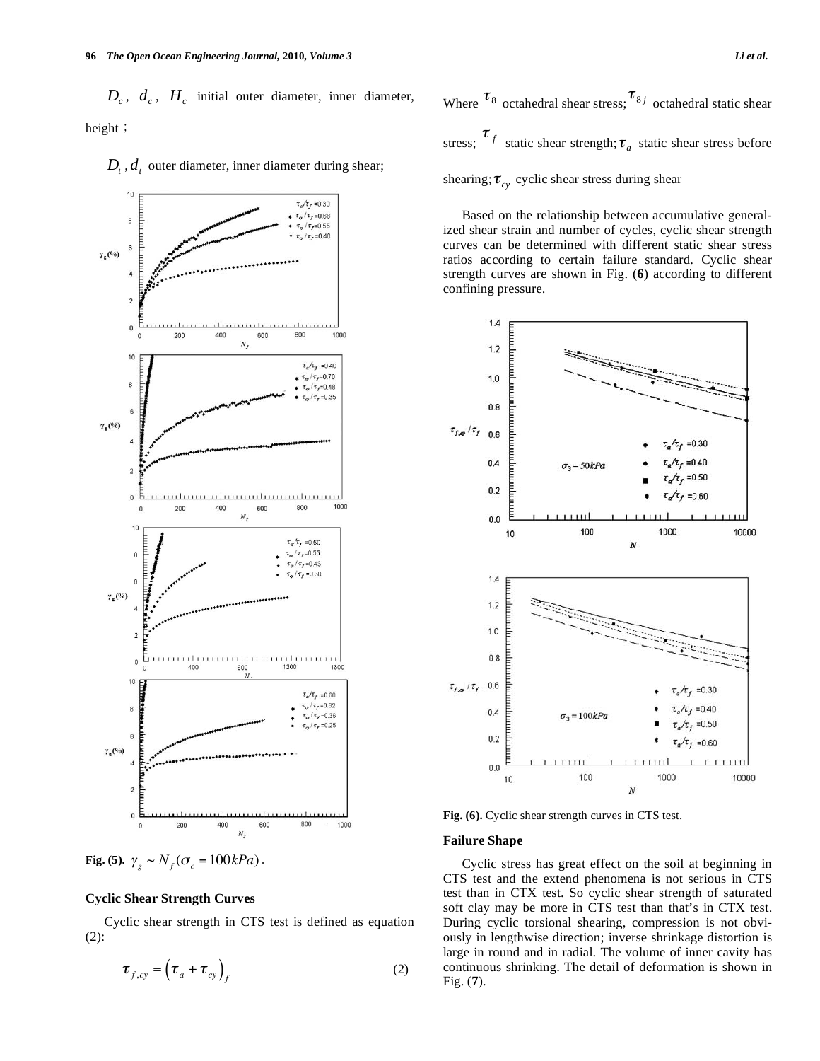$D_c$, $d_c$, $H_c$ initial outer diameter, inner diameter, height;

$D_t$, $d_t$ outer diameter, inner diameter during shear;

**Fig. (5).** $\gamma_g \sim N_f(\sigma_c = 100kPa)$.

### Cyclic Shear Strength Curves

Cyclic shear strength in CTS test is defined as equation (2):

$$\tau_{f,cy} = \left(\tau_a + \tau_{cy}\right)_f \tag{2}$$

Where $\tau_8$ octahedral shear stress; $\tau_{8j}$ octahedral static shear stress; $\tau_f$ static shear strength; $\tau_a$ static shear stress before shearing; $\tau_{cy}$ cyclic shear stress during shear

Based on the relationship between accumulative generalized shear strain and number of cycles, cyclic shear strength curves can be determined with different static shear stress ratios according to certain failure standard. Cyclic shear strength curves are shown in Fig. (**6**) according to different confining pressure.

**Fig. (6).** Cyclic shear strength curves in CTS test.

### Failure Shape

Cyclic stress has great effect on the soil at beginning in CTS test and the extend phenomena is not serious in CTS test than in CTX test. So cyclic shear strength of saturated soft clay may be more in CTS test than that's in CTX test. During cyclic torsional shearing, compression is not obviously in lengthwise direction; inverse shrinkage distortion is large in round and in radial. The volume of inner cavity has continuous shrinking. The detail of deformation is shown in Fig. (**7**).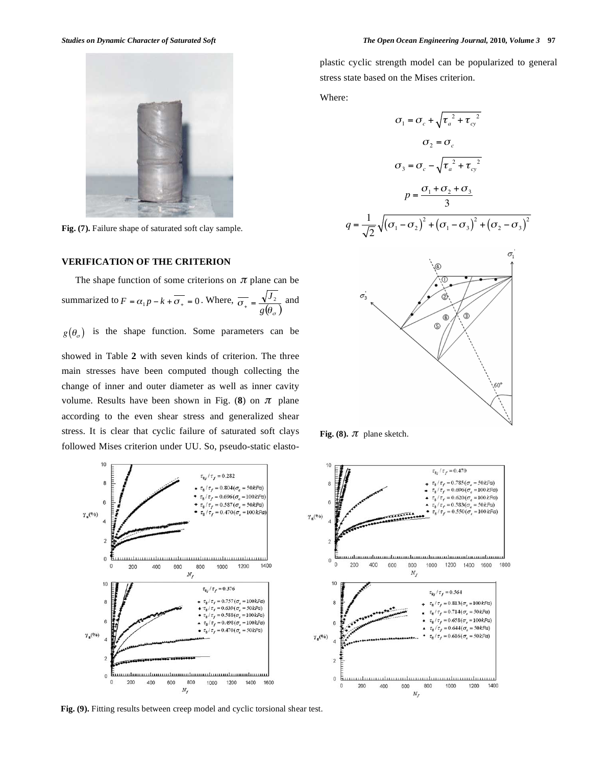Fig. (7). Failure shape of saturated soft clay sample.

## VERIFICATION OF THE CRITERION

The shape function of some criterions on $\pi$ plane can be summarized to $F = \alpha_1 p - k + \overline{\sigma_+} = 0$. Where, $\overline{\sigma_+} = \dfrac{\sqrt{J_2}}{g(\theta_\sigma)}$ and $g(\theta_\sigma)$ is the shape function. Some parameters can be showed in Table **2** with seven kinds of criterion. The three main stresses have been computed though collecting the change of inner and outer diameter as well as inner cavity volume. Results have been shown in Fig. (**8**) on $\pi$ plane according to the even shear stress and generalized shear stress. It is clear that cyclic failure of saturated soft clays followed Mises criterion under UU. So, pseudo-static elasto-plastic cyclic strength model can be popularized to general stress state based on the Mises criterion.

Where:

$$\sigma_1 = \sigma_c + \sqrt{\tau_a^{\ 2} + \tau_{cy}^{\ 2}}$$

$$\sigma_2 = \sigma_c$$

$$\sigma_3 = \sigma_c - \sqrt{\tau_a^{\ 2} + \tau_{cy}^{\ 2}}$$

$$p = \frac{\sigma_1 + \sigma_2 + \sigma_3}{3}$$

$$q = \frac{1}{\sqrt{2}}\sqrt{\left(\sigma_1 - \sigma_2\right)^2 + \left(\sigma_1 - \sigma_3\right)^2 + \left(\sigma_2 - \sigma_3\right)^2}$$

Fig. (8). $\pi$ plane sketch.

Fig. (9). Fitting results between creep model and cyclic torsional shear test.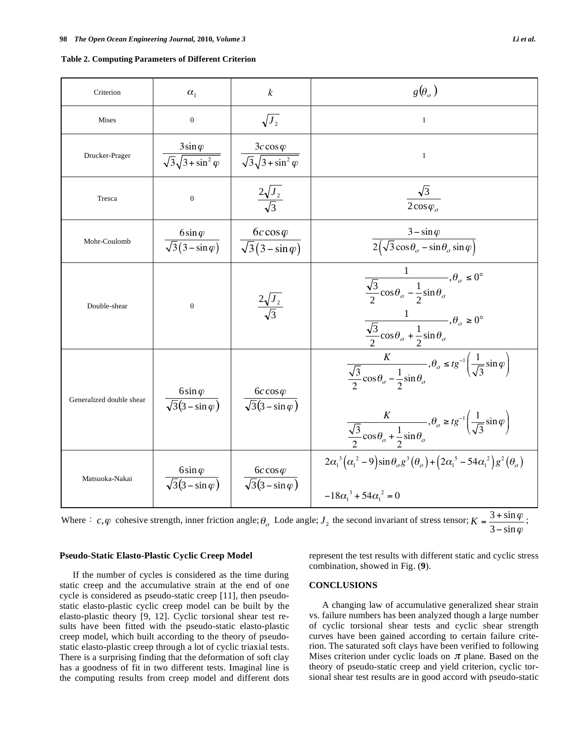**Table 2. Computing Parameters of Different Criterion**

| Criterion | $\alpha_1$ | $k$ | $g(\theta_\sigma)$ |
|---|---|---|---|
| Mises | 0 | $\sqrt{J_2}$ | 1 |
| Drucker-Prager | $\dfrac{3\sin\varphi}{\sqrt{3}\sqrt{3+\sin^2\varphi}}$ | $\dfrac{3c\cos\varphi}{\sqrt{3}\sqrt{3+\sin^2\varphi}}$ | 1 |
| Tresca | 0 | $\dfrac{2\sqrt{J_2}}{\sqrt{3}}$ | $\dfrac{\sqrt{3}}{2\cos\varphi_\sigma}$ |
| Mohr-Coulomb | $\dfrac{6\sin\varphi}{\sqrt{3}(3-\sin\varphi)}$ | $\dfrac{6c\cos\varphi}{\sqrt{3}(3-\sin\varphi)}$ | $\dfrac{3-\sin\varphi}{2\left(\sqrt{3}\cos\theta_\sigma-\sin\theta_\sigma\sin\varphi\right)}$ |
| Double-shear | 0 | $\dfrac{2\sqrt{J_2}}{\sqrt{3}}$ | $\dfrac{1}{\frac{\sqrt{3}}{2}\cos\theta_\sigma-\frac{1}{2}\sin\theta_\sigma},\theta_\sigma\le 0^\circ$ <br> $\dfrac{1}{\frac{\sqrt{3}}{2}\cos\theta_\sigma+\frac{1}{2}\sin\theta_\sigma},\theta_\sigma\ge 0^\circ$ |
| Generalized double shear | $\dfrac{6\sin\varphi}{\sqrt{3}(3-\sin\varphi)}$ | $\dfrac{6c\cos\varphi}{\sqrt{3}(3-\sin\varphi)}$ | $\dfrac{K}{\frac{\sqrt{3}}{2}\cos\theta_\sigma-\frac{1}{2}\sin\theta_\sigma},\theta_\sigma\le tg^{-1}\left(\frac{1}{\sqrt{3}}\sin\varphi\right)$ <br> $\dfrac{K}{\frac{\sqrt{3}}{2}\cos\theta_\sigma+\frac{1}{2}\sin\theta_\sigma},\theta_\sigma\ge tg^{-1}\left(\frac{1}{\sqrt{3}}\sin\varphi\right)$ |
| Matsuoka-Nakai | $\dfrac{6\sin\varphi}{\sqrt{3}(3-\sin\varphi)}$ | $\dfrac{6c\cos\varphi}{\sqrt{3}(3-\sin\varphi)}$ | $2\alpha_1^3\left(\alpha_1^2-9\right)\sin\theta_\sigma g^3(\theta_\sigma)+\left(2\alpha_1^5-54\alpha_1^2\right)g^2(\theta_\sigma)$ <br> $-18\alpha_1^3+54\alpha_1^2=0$ |

Where：$c,\varphi$ cohesive strength, inner friction angle; $\theta_\sigma$ Lode angle; $J_2$ the second invariant of stress tensor; $K=\dfrac{3+\sin\varphi}{3-\sin\varphi}$;

**Pseudo-Static Elasto-Plastic Cyclic Creep Model**

If the number of cycles is considered as the time during static creep and the accumulative strain at the end of one cycle is considered as pseudo-static creep [11], then pseudo-static elasto-plastic cyclic creep model can be built by the elasto-plastic theory [9, 12]. Cyclic torsional shear test results have been fitted with the pseudo-static elasto-plastic creep model, which built according to the theory of pseudo-static elasto-plastic creep through a lot of cyclic triaxial tests. There is a surprising finding that the deformation of soft clay has a goodness of fit in two different tests. Imaginal line is the computing results from creep model and different dots represent the test results with different static and cyclic stress combination, showed in Fig. (**9**).

**CONCLUSIONS**

A changing law of accumulative generalized shear strain vs. failure numbers has been analyzed though a large number of cyclic torsional shear tests and cyclic shear strength curves have been gained according to certain failure criterion. The saturated soft clays have been verified to following Mises criterion under cyclic loads on $\pi$ plane. Based on the theory of pseudo-static creep and yield criterion, cyclic torsional shear test results are in good accord with pseudo-static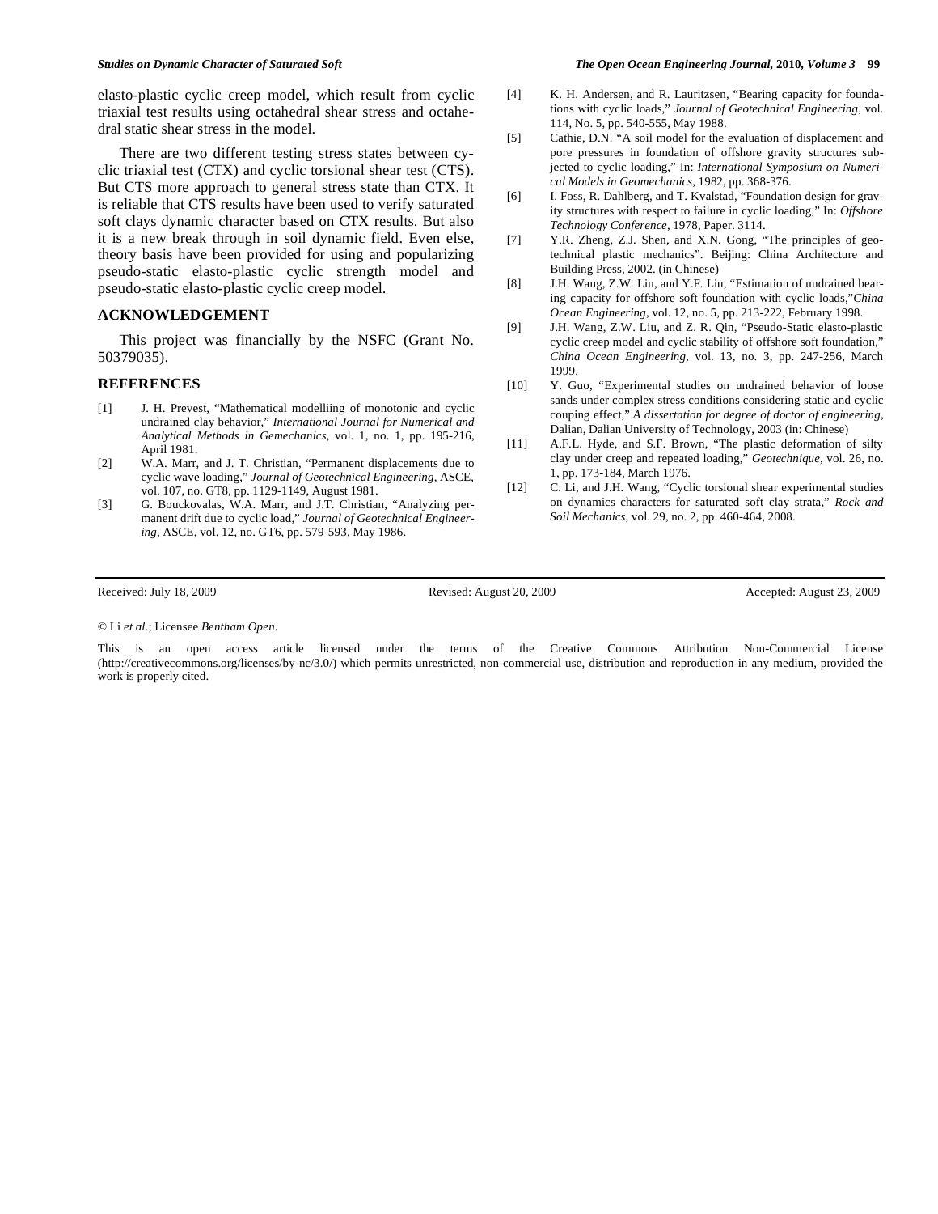elasto-plastic cyclic creep model, which result from cyclic triaxial test results using octahedral shear stress and octahedral static shear stress in the model.

There are two different testing stress states between cyclic triaxial test (CTX) and cyclic torsional shear test (CTS). But CTS more approach to general stress state than CTX. It is reliable that CTS results have been used to verify saturated soft clays dynamic character based on CTX results. But also it is a new break through in soil dynamic field. Even else, theory basis have been provided for using and popularizing pseudo-static elasto-plastic cyclic strength model and pseudo-static elasto-plastic cyclic creep model.

## ACKNOWLEDGEMENT

This project was financially by the NSFC (Grant No. 50379035).

## REFERENCES

[1] J. H. Prevest, "Mathematical modelliing of monotonic and cyclic undrained clay behavior," *International Journal for Numerical and Analytical Methods in Gemechanics*, vol. 1, no. 1, pp. 195-216, April 1981.

[2] W.A. Marr, and J. T. Christian, "Permanent displacements due to cyclic wave loading," *Journal of Geotechnical Engineering*, ASCE, vol. 107, no. GT8, pp. 1129-1149, August 1981.

[3] G. Bouckovalas, W.A. Marr, and J.T. Christian, "Analyzing permanent drift due to cyclic load," *Journal of Geotechnical Engineering*, ASCE, vol. 12, no. GT6, pp. 579-593, May 1986.

[4] K. H. Andersen, and R. Lauritzsen, "Bearing capacity for foundations with cyclic loads," *Journal of Geotechnical Engineering*, vol. 114, No. 5, pp. 540-555, May 1988.

[5] Cathie, D.N. "A soil model for the evaluation of displacement and pore pressures in foundation of offshore gravity structures subjected to cyclic loading," In: *International Symposium on Numerical Models in Geomechanics*, 1982, pp. 368-376.

[6] I. Foss, R. Dahlberg, and T. Kvalstad, "Foundation design for gravity structures with respect to failure in cyclic loading," In: *Offshore Technology Conference*, 1978, Paper. 3114.

[7] Y.R. Zheng, Z.J. Shen, and X.N. Gong, "The principles of geotechnical plastic mechanics". Beijing: China Architecture and Building Press, 2002. (in Chinese)

[8] J.H. Wang, Z.W. Liu, and Y.F. Liu, "Estimation of undrained bearing capacity for offshore soft foundation with cyclic loads,"*China Ocean Engineering*, vol. 12, no. 5, pp. 213-222, February 1998.

[9] J.H. Wang, Z.W. Liu, and Z. R. Qin, "Pseudo-Static elasto-plastic cyclic creep model and cyclic stability of offshore soft foundation," *China Ocean Engineering*, vol. 13, no. 3, pp. 247-256, March 1999.

[10] Y. Guo, "Experimental studies on undrained behavior of loose sands under complex stress conditions considering static and cyclic couping effect," *A dissertation for degree of doctor of engineering*, Dalian, Dalian University of Technology, 2003 (in: Chinese)

[11] A.F.L. Hyde, and S.F. Brown, "The plastic deformation of silty clay under creep and repeated loading," *Geotechnique*, vol. 26, no. 1, pp. 173-184, March 1976.

[12] C. Li, and J.H. Wang, "Cyclic torsional shear experimental studies on dynamics characters for saturated soft clay strata," *Rock and Soil Mechanics*, vol. 29, no. 2, pp. 460-464, 2008.

Received: July 18, 2009 Revised: August 20, 2009 Accepted: August 23, 2009

© Li *et al.*; Licensee *Bentham Open*.

This is an open access article licensed under the terms of the Creative Commons Attribution Non-Commercial License (http://creativecommons.org/licenses/by-nc/3.0/) which permits unrestricted, non-commercial use, distribution and reproduction in any medium, provided the work is properly cited.